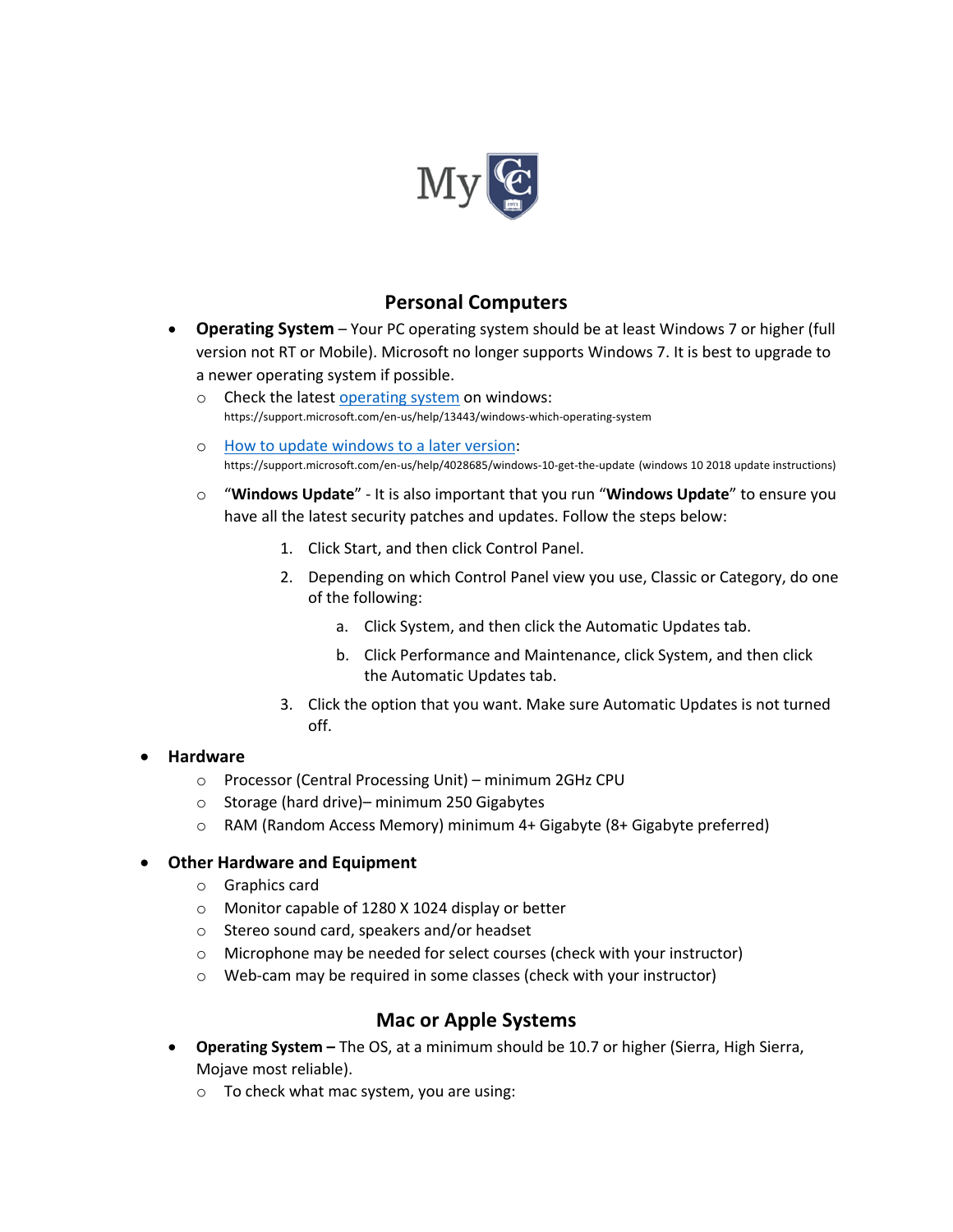My CC

## Personal Computers

- **Operating System** – Your PC operating system should be at least Windows 7 or higher (full version not RT or Mobile). Microsoft no longer supports Windows 7. It is best to upgrade to a newer operating system if possible.
  - Check the latest [operating system](https://support.microsoft.com/en-us/help/13443/windows-which-operating-system) on windows: https://support.microsoft.com/en-us/help/13443/windows-which-operating-system
  - [How to update windows to a later version](https://support.microsoft.com/en-us/help/4028685/windows-10-get-the-update): https://support.microsoft.com/en-us/help/4028685/windows-10-get-the-update (windows 10 2018 update instructions)
  - "**Windows Update**" - It is also important that you run "**Windows Update**" to ensure you have all the latest security patches and updates. Follow the steps below:
    1. Click Start, and then click Control Panel.
    2. Depending on which Control Panel view you use, Classic or Category, do one of the following:
       a. Click System, and then click the Automatic Updates tab.
       b. Click Performance and Maintenance, click System, and then click the Automatic Updates tab.
    3. Click the option that you want. Make sure Automatic Updates is not turned off.

- **Hardware**
  - Processor (Central Processing Unit) – minimum 2GHz CPU
  - Storage (hard drive)– minimum 250 Gigabytes
  - RAM (Random Access Memory) minimum 4+ Gigabyte (8+ Gigabyte preferred)

- **Other Hardware and Equipment**
  - Graphics card
  - Monitor capable of 1280 X 1024 display or better
  - Stereo sound card, speakers and/or headset
  - Microphone may be needed for select courses (check with your instructor)
  - Web-cam may be required in some classes (check with your instructor)

## Mac or Apple Systems

- **Operating System –** The OS, at a minimum should be 10.7 or higher (Sierra, High Sierra, Mojave most reliable).
  - To check what mac system, you are using: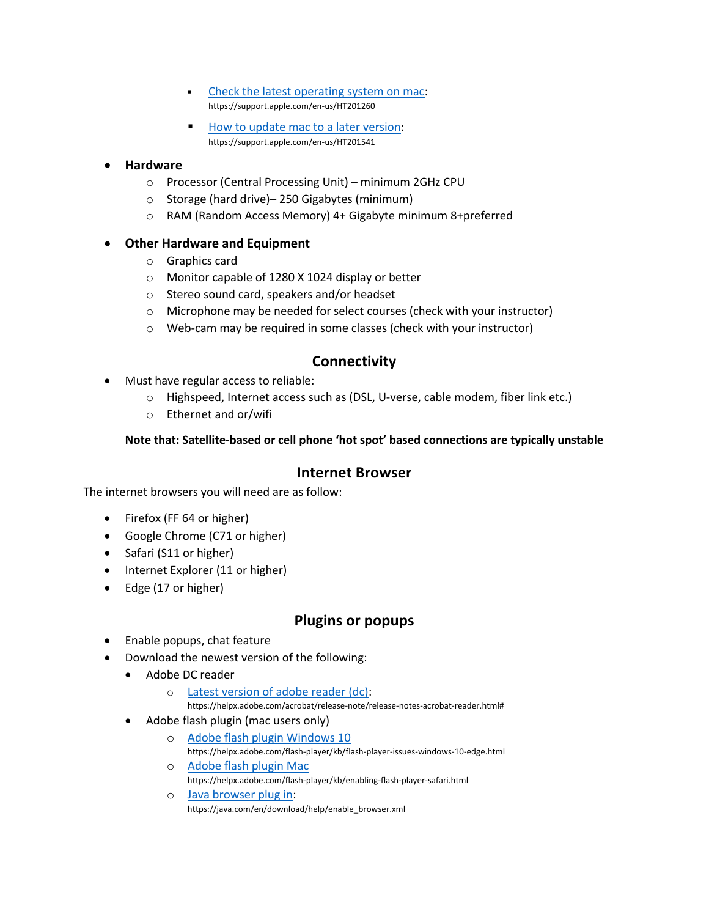- [Check the latest operating system on mac](https://support.apple.com/en-us/HT201260):
      https://support.apple.com/en-us/HT201260
    - [How to update mac to a later version](https://support.apple.com/en-us/HT201541):
      https://support.apple.com/en-us/HT201541

- **Hardware**
  - Processor (Central Processing Unit) – minimum 2GHz CPU
  - Storage (hard drive)– 250 Gigabytes (minimum)
  - RAM (Random Access Memory) 4+ Gigabyte minimum 8+preferred

- **Other Hardware and Equipment**
  - Graphics card
  - Monitor capable of 1280 X 1024 display or better
  - Stereo sound card, speakers and/or headset
  - Microphone may be needed for select courses (check with your instructor)
  - Web-cam may be required in some classes (check with your instructor)

## Connectivity

- Must have regular access to reliable:
  - Highspeed, Internet access such as (DSL, U-verse, cable modem, fiber link etc.)
  - Ethernet and or/wifi

**Note that: Satellite-based or cell phone 'hot spot' based connections are typically unstable**

## Internet Browser

The internet browsers you will need are as follow:

- Firefox (FF 64 or higher)
- Google Chrome (C71 or higher)
- Safari (S11 or higher)
- Internet Explorer (11 or higher)
- Edge (17 or higher)

## Plugins or popups

- Enable popups, chat feature
- Download the newest version of the following:
  - Adobe DC reader
    - [Latest version of adobe reader (dc)](https://helpx.adobe.com/acrobat/release-note/release-notes-acrobat-reader.html#):
      https://helpx.adobe.com/acrobat/release-note/release-notes-acrobat-reader.html#
  - Adobe flash plugin (mac users only)
    - [Adobe flash plugin Windows 10](https://helpx.adobe.com/flash-player/kb/flash-player-issues-windows-10-edge.html)
      https://helpx.adobe.com/flash-player/kb/flash-player-issues-windows-10-edge.html
    - [Adobe flash plugin Mac](https://helpx.adobe.com/flash-player/kb/enabling-flash-player-safari.html)
      https://helpx.adobe.com/flash-player/kb/enabling-flash-player-safari.html
    - [Java browser plug in](https://java.com/en/download/help/enable_browser.xml):
      https://java.com/en/download/help/enable_browser.xml